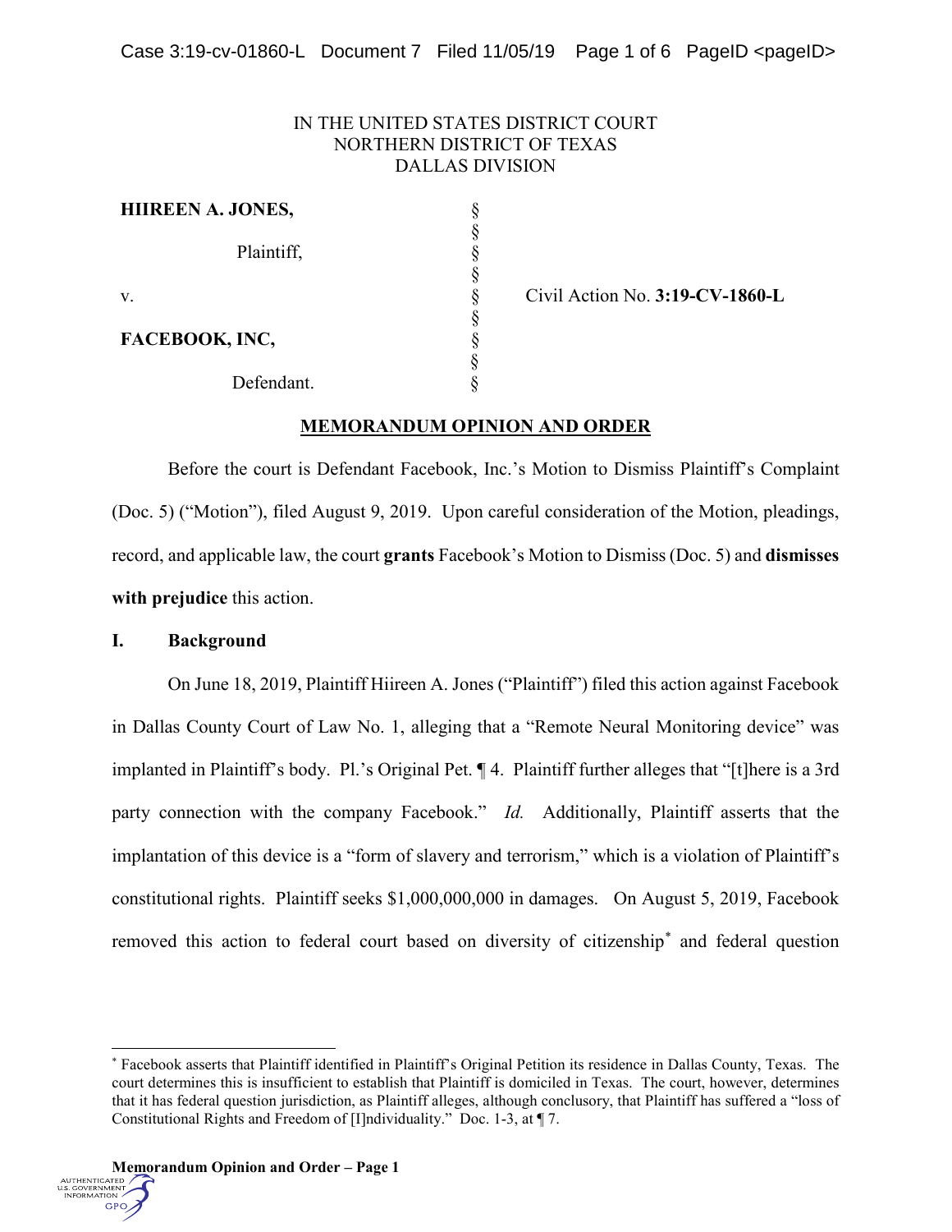IN THE UNITED STATES DISTRICT COURT
NORTHERN DISTRICT OF TEXAS
DALLAS DIVISION

| | | |
|---|---|---|
| **HIIREEN A. JONES,** | § | |
| Plaintiff, | § | |
| v. | § | Civil Action No. **3:19-CV-1860-L** |
| **FACEBOOK, INC,** | § | |
| Defendant. | § | |

## MEMORANDUM OPINION AND ORDER

Before the court is Defendant Facebook, Inc.'s Motion to Dismiss Plaintiff's Complaint (Doc. 5) ("Motion"), filed August 9, 2019. Upon careful consideration of the Motion, pleadings, record, and applicable law, the court **grants** Facebook's Motion to Dismiss (Doc. 5) and **dismisses with prejudice** this action.

## I. Background

On June 18, 2019, Plaintiff Hiireen A. Jones ("Plaintiff") filed this action against Facebook in Dallas County Court of Law No. 1, alleging that a "Remote Neural Monitoring device" was implanted in Plaintiff's body. Pl.'s Original Pet. ¶ 4. Plaintiff further alleges that "[t]here is a 3rd party connection with the company Facebook." *Id.* Additionally, Plaintiff asserts that the implantation of this device is a "form of slavery and terrorism," which is a violation of Plaintiff's constitutional rights. Plaintiff seeks $1,000,000,000 in damages. On August 5, 2019, Facebook removed this action to federal court based on diversity of citizenship* and federal question

* Facebook asserts that Plaintiff identified in Plaintiff's Original Petition its residence in Dallas County, Texas. The court determines this is insufficient to establish that Plaintiff is domiciled in Texas. The court, however, determines that it has federal question jurisdiction, as Plaintiff alleges, although conclusory, that Plaintiff has suffered a "loss of Constitutional Rights and Freedom of [I]ndividuality." Doc. 1-3, at ¶ 7.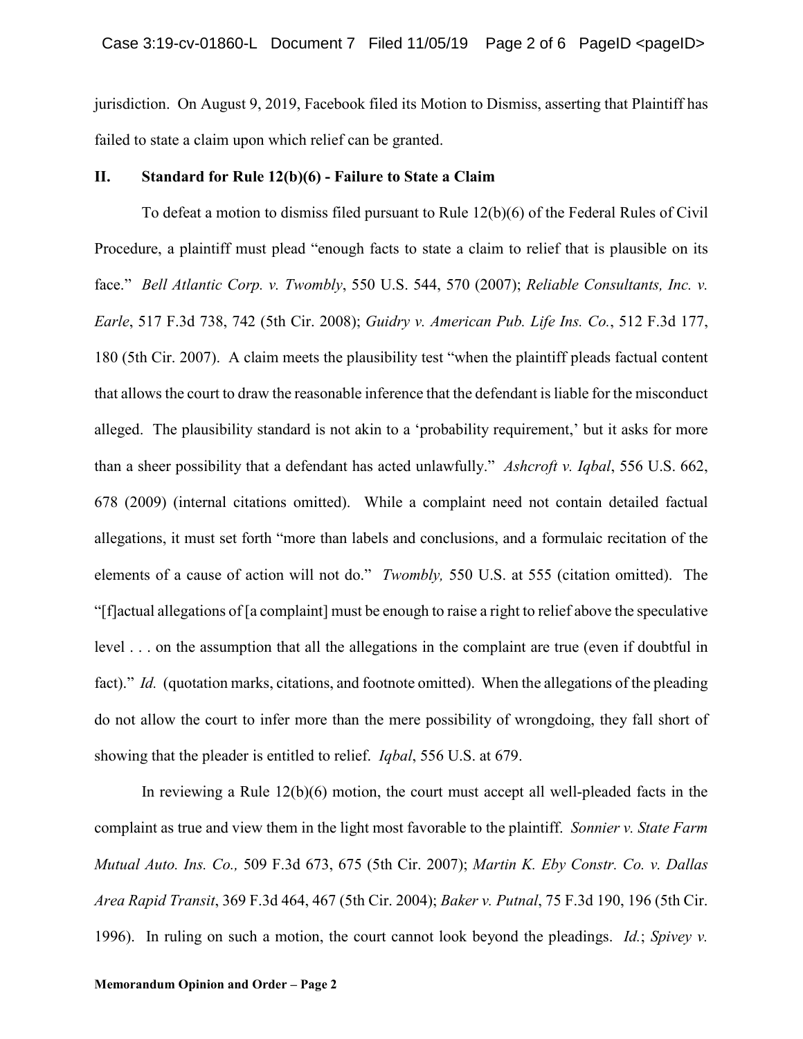jurisdiction. On August 9, 2019, Facebook filed its Motion to Dismiss, asserting that Plaintiff has failed to state a claim upon which relief can be granted.

## II. Standard for Rule 12(b)(6) - Failure to State a Claim

To defeat a motion to dismiss filed pursuant to Rule 12(b)(6) of the Federal Rules of Civil Procedure, a plaintiff must plead "enough facts to state a claim to relief that is plausible on its face." *Bell Atlantic Corp. v. Twombly*, 550 U.S. 544, 570 (2007); *Reliable Consultants, Inc. v. Earle*, 517 F.3d 738, 742 (5th Cir. 2008); *Guidry v. American Pub. Life Ins. Co.*, 512 F.3d 177, 180 (5th Cir. 2007). A claim meets the plausibility test "when the plaintiff pleads factual content that allows the court to draw the reasonable inference that the defendant is liable for the misconduct alleged. The plausibility standard is not akin to a 'probability requirement,' but it asks for more than a sheer possibility that a defendant has acted unlawfully." *Ashcroft v. Iqbal*, 556 U.S. 662, 678 (2009) (internal citations omitted). While a complaint need not contain detailed factual allegations, it must set forth "more than labels and conclusions, and a formulaic recitation of the elements of a cause of action will not do." *Twombly,* 550 U.S. at 555 (citation omitted). The "[f]actual allegations of [a complaint] must be enough to raise a right to relief above the speculative level . . . on the assumption that all the allegations in the complaint are true (even if doubtful in fact)." *Id.* (quotation marks, citations, and footnote omitted). When the allegations of the pleading do not allow the court to infer more than the mere possibility of wrongdoing, they fall short of showing that the pleader is entitled to relief. *Iqbal*, 556 U.S. at 679.

In reviewing a Rule 12(b)(6) motion, the court must accept all well-pleaded facts in the complaint as true and view them in the light most favorable to the plaintiff. *Sonnier v. State Farm Mutual Auto. Ins. Co.,* 509 F.3d 673, 675 (5th Cir. 2007); *Martin K. Eby Constr. Co. v. Dallas Area Rapid Transit*, 369 F.3d 464, 467 (5th Cir. 2004); *Baker v. Putnal*, 75 F.3d 190, 196 (5th Cir. 1996). In ruling on such a motion, the court cannot look beyond the pleadings. *Id.*; *Spivey v.*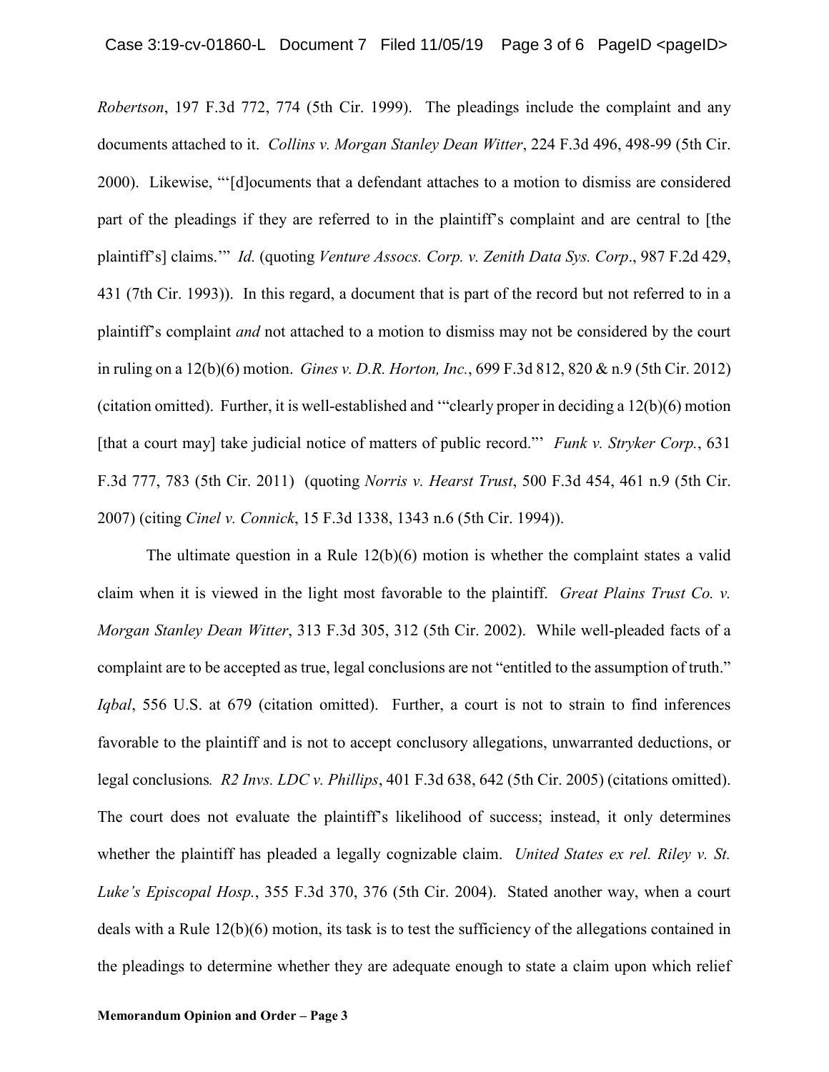*Robertson*, 197 F.3d 772, 774 (5th Cir. 1999). The pleadings include the complaint and any documents attached to it. *Collins v. Morgan Stanley Dean Witter*, 224 F.3d 496, 498-99 (5th Cir. 2000). Likewise, "'[d]ocuments that a defendant attaches to a motion to dismiss are considered part of the pleadings if they are referred to in the plaintiff's complaint and are central to [the plaintiff's] claims.'" *Id.* (quoting *Venture Assocs. Corp. v. Zenith Data Sys. Corp*., 987 F.2d 429, 431 (7th Cir. 1993)). In this regard, a document that is part of the record but not referred to in a plaintiff's complaint *and* not attached to a motion to dismiss may not be considered by the court in ruling on a 12(b)(6) motion. *Gines v. D.R. Horton, Inc.*, 699 F.3d 812, 820 & n.9 (5th Cir. 2012) (citation omitted). Further, it is well-established and '"clearly proper in deciding a 12(b)(6) motion [that a court may] take judicial notice of matters of public record."' *Funk v. Stryker Corp.*, 631 F.3d 777, 783 (5th Cir. 2011) (quoting *Norris v. Hearst Trust*, 500 F.3d 454, 461 n.9 (5th Cir. 2007) (citing *Cinel v. Connick*, 15 F.3d 1338, 1343 n.6 (5th Cir. 1994)).

The ultimate question in a Rule 12(b)(6) motion is whether the complaint states a valid claim when it is viewed in the light most favorable to the plaintiff. *Great Plains Trust Co. v. Morgan Stanley Dean Witter*, 313 F.3d 305, 312 (5th Cir. 2002). While well-pleaded facts of a complaint are to be accepted as true, legal conclusions are not "entitled to the assumption of truth." *Iqbal*, 556 U.S. at 679 (citation omitted). Further, a court is not to strain to find inferences favorable to the plaintiff and is not to accept conclusory allegations, unwarranted deductions, or legal conclusions*.* *R2 Invs. LDC v. Phillips*, 401 F.3d 638, 642 (5th Cir. 2005) (citations omitted). The court does not evaluate the plaintiff's likelihood of success; instead, it only determines whether the plaintiff has pleaded a legally cognizable claim. *United States ex rel. Riley v. St. Luke's Episcopal Hosp.*, 355 F.3d 370, 376 (5th Cir. 2004). Stated another way, when a court deals with a Rule 12(b)(6) motion, its task is to test the sufficiency of the allegations contained in the pleadings to determine whether they are adequate enough to state a claim upon which relief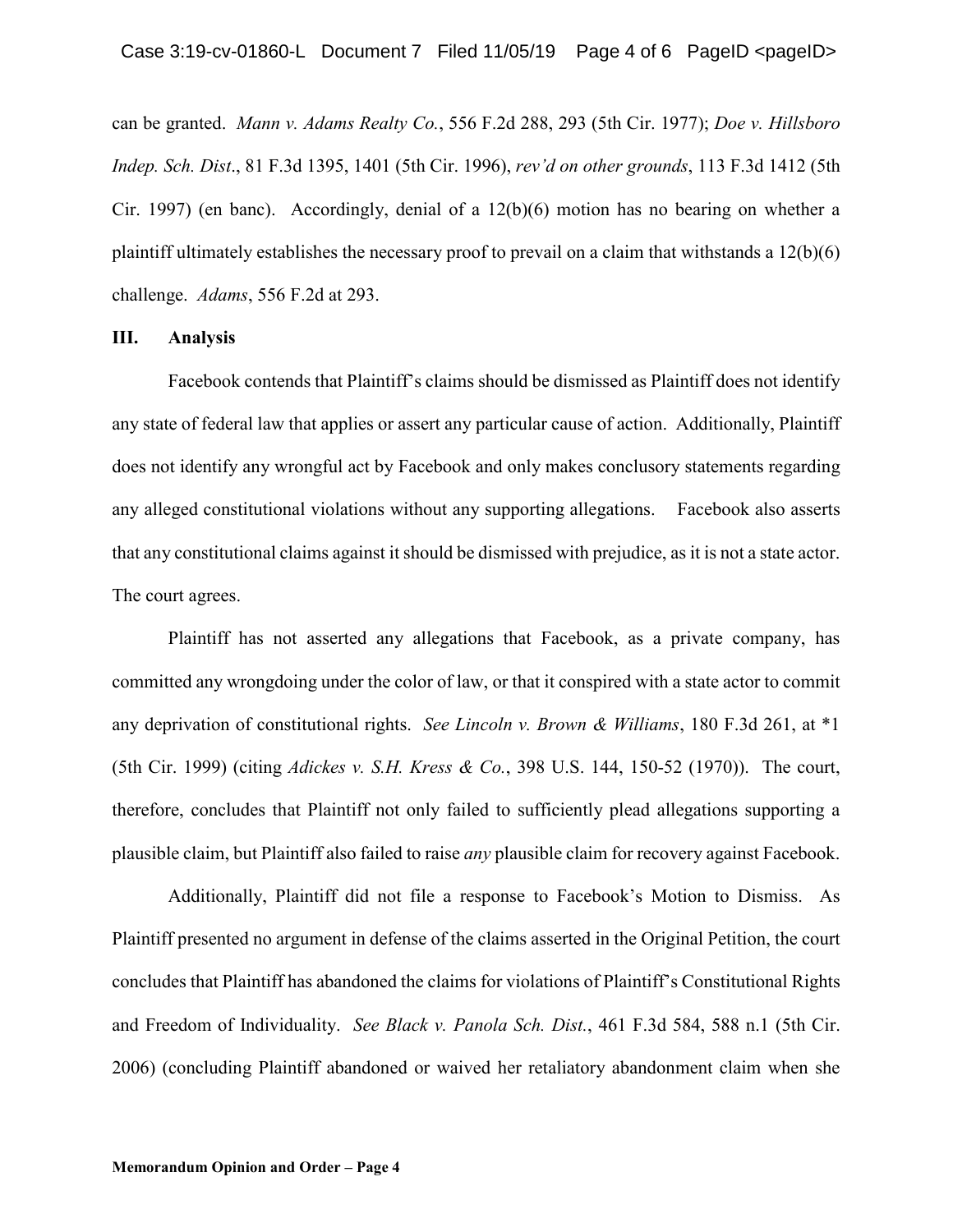can be granted. *Mann v. Adams Realty Co.*, 556 F.2d 288, 293 (5th Cir. 1977); *Doe v. Hillsboro Indep. Sch. Dist*., 81 F.3d 1395, 1401 (5th Cir. 1996), *rev'd on other grounds*, 113 F.3d 1412 (5th Cir. 1997) (en banc). Accordingly, denial of a 12(b)(6) motion has no bearing on whether a plaintiff ultimately establishes the necessary proof to prevail on a claim that withstands a 12(b)(6) challenge. *Adams*, 556 F.2d at 293.

## III. Analysis

Facebook contends that Plaintiff's claims should be dismissed as Plaintiff does not identify any state of federal law that applies or assert any particular cause of action. Additionally, Plaintiff does not identify any wrongful act by Facebook and only makes conclusory statements regarding any alleged constitutional violations without any supporting allegations. Facebook also asserts that any constitutional claims against it should be dismissed with prejudice, as it is not a state actor. The court agrees.

Plaintiff has not asserted any allegations that Facebook, as a private company, has committed any wrongdoing under the color of law, or that it conspired with a state actor to commit any deprivation of constitutional rights. *See Lincoln v. Brown & Williams*, 180 F.3d 261, at *1 (5th Cir. 1999) (citing *Adickes v. S.H. Kress & Co.*, 398 U.S. 144, 150-52 (1970)). The court, therefore, concludes that Plaintiff not only failed to sufficiently plead allegations supporting a plausible claim, but Plaintiff also failed to raise *any* plausible claim for recovery against Facebook.

Additionally, Plaintiff did not file a response to Facebook's Motion to Dismiss. As Plaintiff presented no argument in defense of the claims asserted in the Original Petition, the court concludes that Plaintiff has abandoned the claims for violations of Plaintiff's Constitutional Rights and Freedom of Individuality. *See Black v. Panola Sch. Dist.*, 461 F.3d 584, 588 n.1 (5th Cir. 2006) (concluding Plaintiff abandoned or waived her retaliatory abandonment claim when she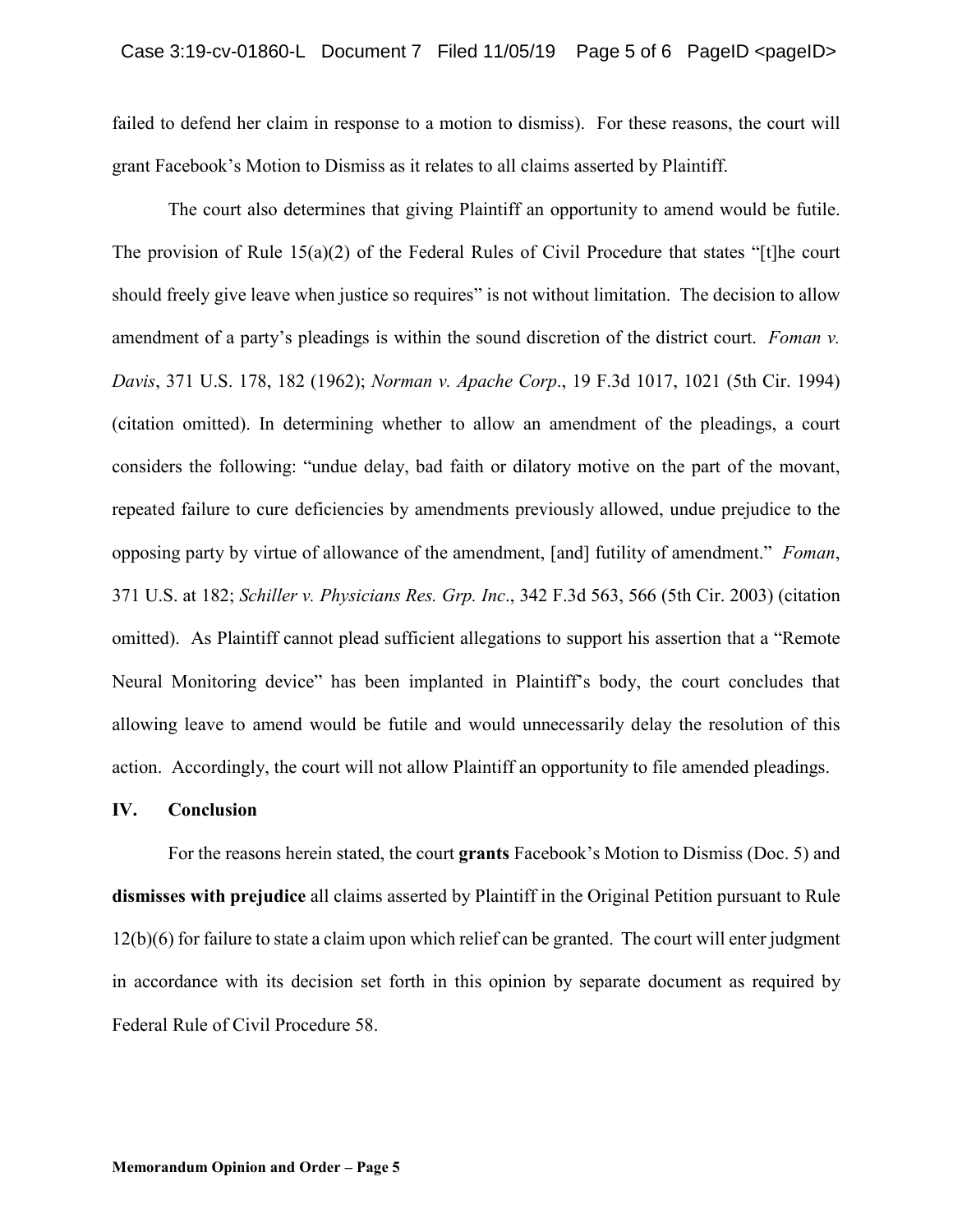failed to defend her claim in response to a motion to dismiss). For these reasons, the court will grant Facebook's Motion to Dismiss as it relates to all claims asserted by Plaintiff.

The court also determines that giving Plaintiff an opportunity to amend would be futile. The provision of Rule 15(a)(2) of the Federal Rules of Civil Procedure that states "[t]he court should freely give leave when justice so requires" is not without limitation. The decision to allow amendment of a party's pleadings is within the sound discretion of the district court. *Foman v. Davis*, 371 U.S. 178, 182 (1962); *Norman v. Apache Corp*., 19 F.3d 1017, 1021 (5th Cir. 1994) (citation omitted). In determining whether to allow an amendment of the pleadings, a court considers the following: "undue delay, bad faith or dilatory motive on the part of the movant, repeated failure to cure deficiencies by amendments previously allowed, undue prejudice to the opposing party by virtue of allowance of the amendment, [and] futility of amendment." *Foman*, 371 U.S. at 182; *Schiller v. Physicians Res. Grp. Inc*., 342 F.3d 563, 566 (5th Cir. 2003) (citation omitted). As Plaintiff cannot plead sufficient allegations to support his assertion that a "Remote Neural Monitoring device" has been implanted in Plaintiff's body, the court concludes that allowing leave to amend would be futile and would unnecessarily delay the resolution of this action. Accordingly, the court will not allow Plaintiff an opportunity to file amended pleadings.

## IV. Conclusion

For the reasons herein stated, the court **grants** Facebook's Motion to Dismiss (Doc. 5) and **dismisses with prejudice** all claims asserted by Plaintiff in the Original Petition pursuant to Rule 12(b)(6) for failure to state a claim upon which relief can be granted. The court will enter judgment in accordance with its decision set forth in this opinion by separate document as required by Federal Rule of Civil Procedure 58.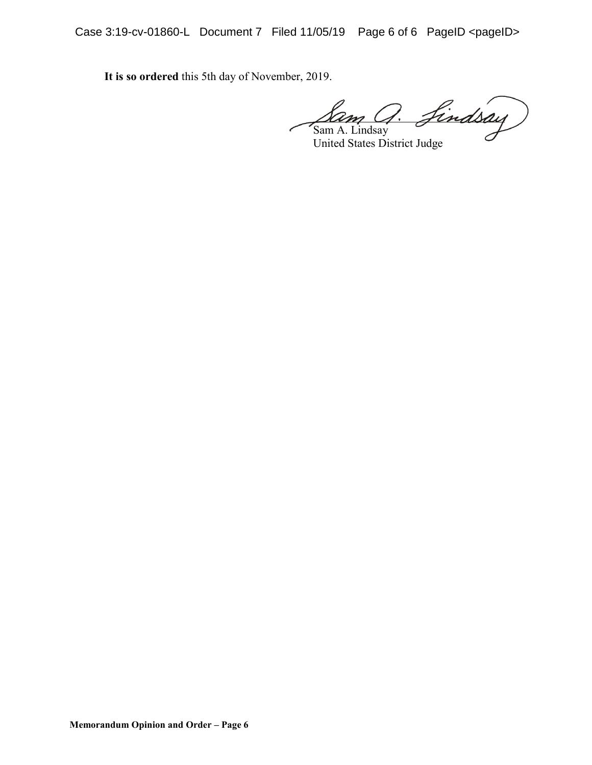**It is so ordered** this 5th day of November, 2019.

Sam A. Lindsay
United States District Judge